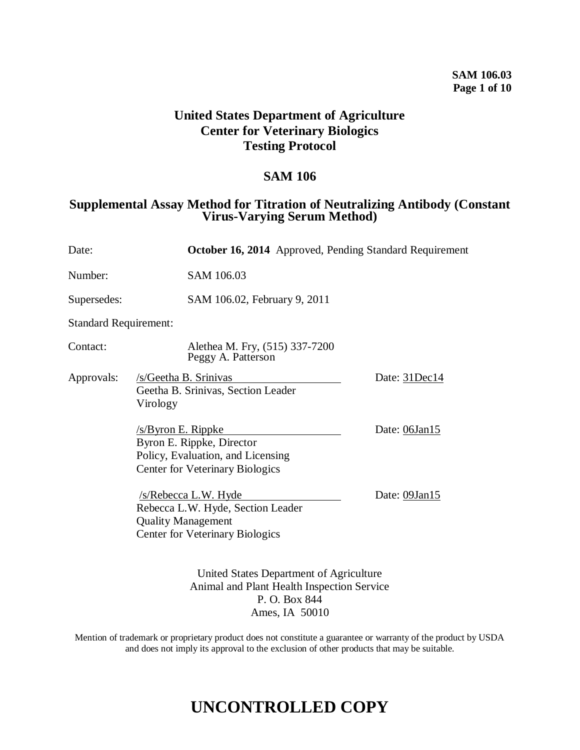# United States Department of Agriculture
# Center for Veterinary Biologics
# Testing Protocol

## SAM 106

## Supplemental Assay Method for Titration of Neutralizing Antibody (Constant Virus-Varying Serum Method)

| | |
|---|---|
| Date: | **October 16, 2014** Approved, Pending Standard Requirement |
| Number: | SAM 106.03 |
| Supersedes: | SAM 106.02, February 9, 2011 |
| Standard Requirement: | |
| Contact: | Alethea M. Fry, (515) 337-7200<br>Peggy A. Patterson |

Approvals:

/s/Geetha B. Srinivas — Date: 31Dec14
Geetha B. Srinivas, Section Leader
Virology

/s/Byron E. Rippke — Date: 06Jan15
Byron E. Rippke, Director
Policy, Evaluation, and Licensing
Center for Veterinary Biologics

/s/Rebecca L.W. Hyde — Date: 09Jan15
Rebecca L.W. Hyde, Section Leader
Quality Management
Center for Veterinary Biologics

United States Department of Agriculture
Animal and Plant Health Inspection Service
P. O. Box 844
Ames, IA 50010

Mention of trademark or proprietary product does not constitute a guarantee or warranty of the product by USDA and does not imply its approval to the exclusion of other products that may be suitable.

# UNCONTROLLED COPY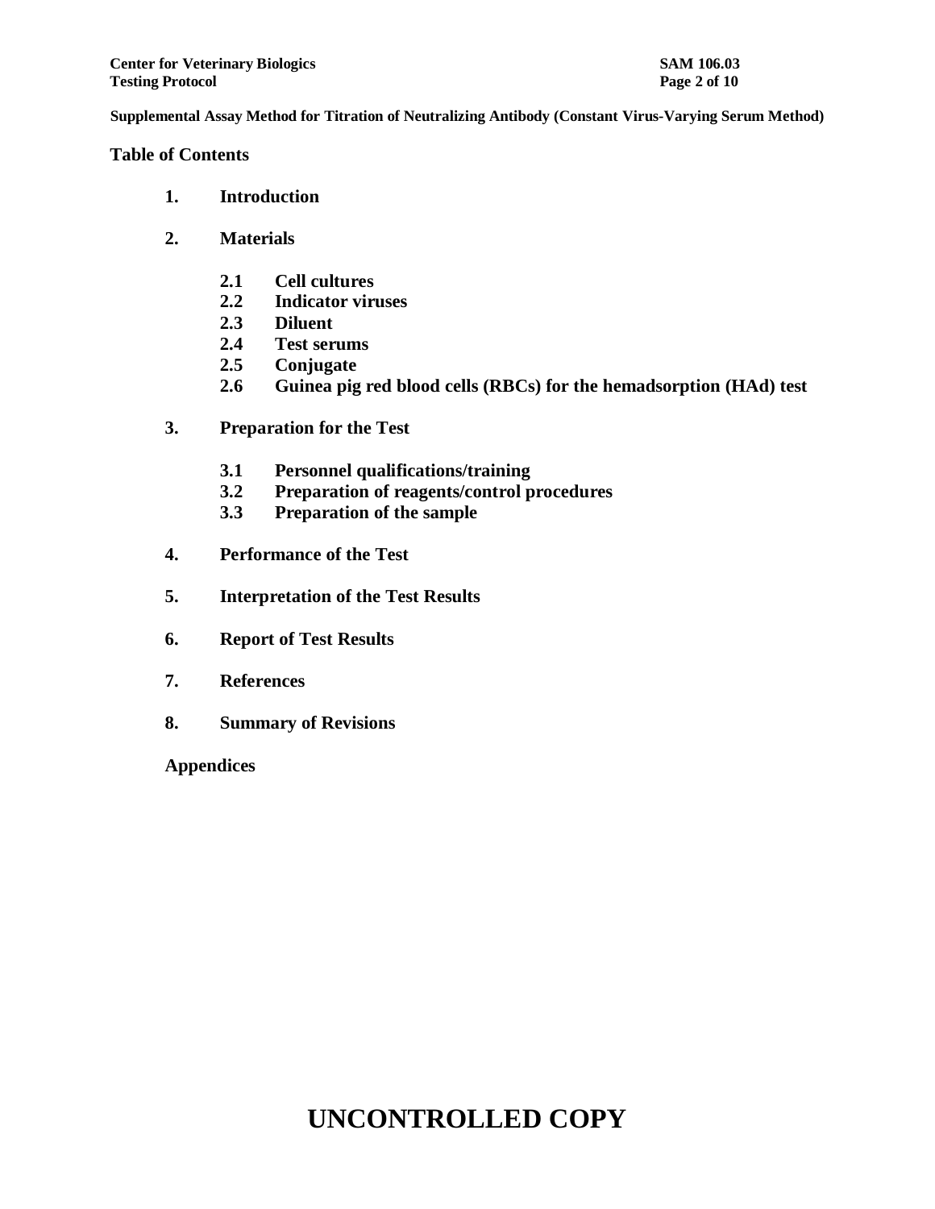## Table of Contents

1. **Introduction**

2. **Materials**

    2.1 **Cell cultures**
    2.2 **Indicator viruses**
    2.3 **Diluent**
    2.4 **Test serums**
    2.5 **Conjugate**
    2.6 **Guinea pig red blood cells (RBCs) for the hemadsorption (HAd) test**

3. **Preparation for the Test**

    3.1 **Personnel qualifications/training**
    3.2 **Preparation of reagents/control procedures**
    3.3 **Preparation of the sample**

4. **Performance of the Test**

5. **Interpretation of the Test Results**

6. **Report of Test Results**

7. **References**

8. **Summary of Revisions**

**Appendices**

# UNCONTROLLED COPY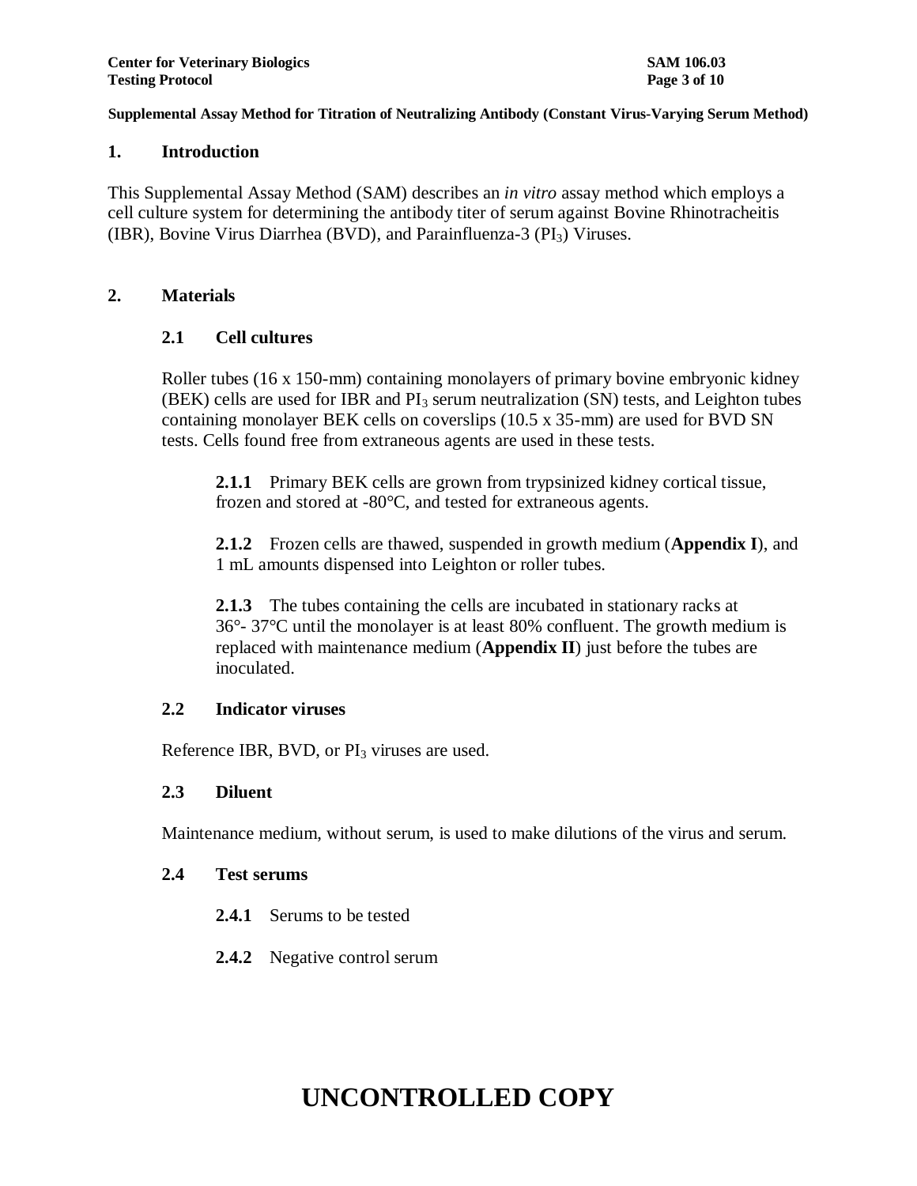## 1. Introduction

This Supplemental Assay Method (SAM) describes an *in vitro* assay method which employs a cell culture system for determining the antibody titer of serum against Bovine Rhinotracheitis (IBR), Bovine Virus Diarrhea (BVD), and Parainfluenza-3 ($PI_3$) Viruses.

## 2. Materials

### 2.1 Cell cultures

Roller tubes (16 x 150-mm) containing monolayers of primary bovine embryonic kidney (BEK) cells are used for IBR and $PI_3$ serum neutralization (SN) tests, and Leighton tubes containing monolayer BEK cells on coverslips (10.5 x 35-mm) are used for BVD SN tests. Cells found free from extraneous agents are used in these tests.

**2.1.1** Primary BEK cells are grown from trypsinized kidney cortical tissue, frozen and stored at -80°C, and tested for extraneous agents.

**2.1.2** Frozen cells are thawed, suspended in growth medium (**Appendix I**), and 1 mL amounts dispensed into Leighton or roller tubes.

**2.1.3** The tubes containing the cells are incubated in stationary racks at 36°- 37°C until the monolayer is at least 80% confluent. The growth medium is replaced with maintenance medium (**Appendix II**) just before the tubes are inoculated.

### 2.2 Indicator viruses

Reference IBR, BVD, or $PI_3$ viruses are used.

### 2.3 Diluent

Maintenance medium, without serum, is used to make dilutions of the virus and serum.

### 2.4 Test serums

**2.4.1** Serums to be tested

**2.4.2** Negative control serum

UNCONTROLLED COPY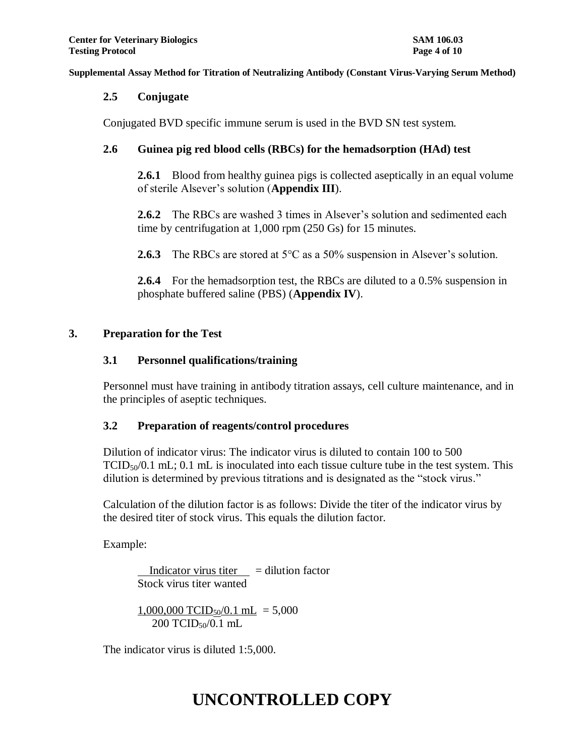### 2.5 Conjugate

Conjugated BVD specific immune serum is used in the BVD SN test system.

### 2.6 Guinea pig red blood cells (RBCs) for the hemadsorption (HAd) test

**2.6.1** Blood from healthy guinea pigs is collected aseptically in an equal volume of sterile Alsever's solution (**Appendix III**).

**2.6.2** The RBCs are washed 3 times in Alsever's solution and sedimented each time by centrifugation at 1,000 rpm (250 Gs) for 15 minutes.

**2.6.3** The RBCs are stored at 5°C as a 50% suspension in Alsever's solution.

**2.6.4** For the hemadsorption test, the RBCs are diluted to a 0.5% suspension in phosphate buffered saline (PBS) (**Appendix IV**).

## 3. Preparation for the Test

### 3.1 Personnel qualifications/training

Personnel must have training in antibody titration assays, cell culture maintenance, and in the principles of aseptic techniques.

### 3.2 Preparation of reagents/control procedures

Dilution of indicator virus: The indicator virus is diluted to contain 100 to 500 $TCID_{50}$/0.1 mL; 0.1 mL is inoculated into each tissue culture tube in the test system. This dilution is determined by previous titrations and is designated as the "stock virus."

Calculation of the dilution factor is as follows: Divide the titer of the indicator virus by the desired titer of stock virus. This equals the dilution factor.

Example:

$$\frac{\text{Indicator virus titer}}{\text{Stock virus titer wanted}} = \text{dilution factor}$$

$$\frac{1{,}000{,}000\ TCID_{50}/0.1\ \text{mL}}{200\ TCID_{50}/0.1\ \text{mL}} = 5{,}000$$

The indicator virus is diluted 1:5,000.

# UNCONTROLLED COPY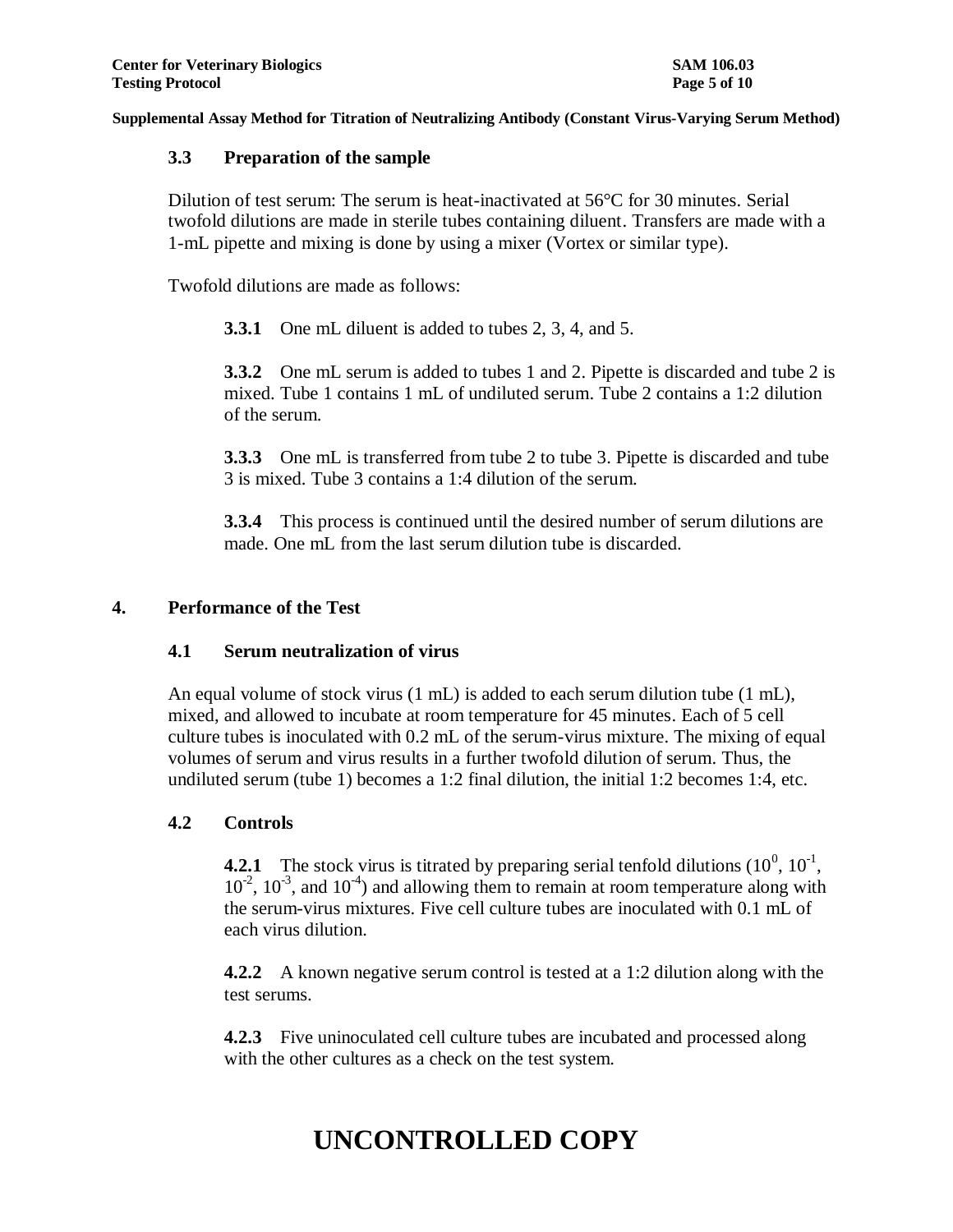### 3.3 Preparation of the sample

Dilution of test serum: The serum is heat-inactivated at 56°C for 30 minutes. Serial twofold dilutions are made in sterile tubes containing diluent. Transfers are made with a 1-mL pipette and mixing is done by using a mixer (Vortex or similar type).

Twofold dilutions are made as follows:

**3.3.1** One mL diluent is added to tubes 2, 3, 4, and 5.

**3.3.2** One mL serum is added to tubes 1 and 2. Pipette is discarded and tube 2 is mixed. Tube 1 contains 1 mL of undiluted serum. Tube 2 contains a 1:2 dilution of the serum.

**3.3.3** One mL is transferred from tube 2 to tube 3. Pipette is discarded and tube 3 is mixed. Tube 3 contains a 1:4 dilution of the serum.

**3.3.4** This process is continued until the desired number of serum dilutions are made. One mL from the last serum dilution tube is discarded.

## 4. Performance of the Test

### 4.1 Serum neutralization of virus

An equal volume of stock virus (1 mL) is added to each serum dilution tube (1 mL), mixed, and allowed to incubate at room temperature for 45 minutes. Each of 5 cell culture tubes is inoculated with 0.2 mL of the serum-virus mixture. The mixing of equal volumes of serum and virus results in a further twofold dilution of serum. Thus, the undiluted serum (tube 1) becomes a 1:2 final dilution, the initial 1:2 becomes 1:4, etc.

### 4.2 Controls

**4.2.1** The stock virus is titrated by preparing serial tenfold dilutions ($10^0$, $10^{-1}$, $10^{-2}$, $10^{-3}$, and $10^{-4}$) and allowing them to remain at room temperature along with the serum-virus mixtures. Five cell culture tubes are inoculated with 0.1 mL of each virus dilution.

**4.2.2** A known negative serum control is tested at a 1:2 dilution along with the test serums.

**4.2.3** Five uninoculated cell culture tubes are incubated and processed along with the other cultures as a check on the test system.

# UNCONTROLLED COPY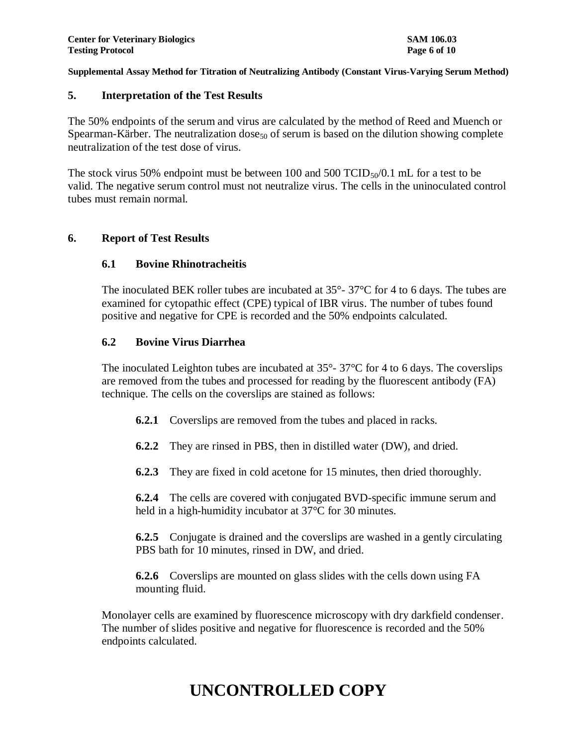## 5. Interpretation of the Test Results

The 50% endpoints of the serum and virus are calculated by the method of Reed and Muench or Spearman-Kärber. The neutralization $dose_{50}$ of serum is based on the dilution showing complete neutralization of the test dose of virus.

The stock virus 50% endpoint must be between 100 and 500 $TCID_{50}$/0.1 mL for a test to be valid. The negative serum control must not neutralize virus. The cells in the uninoculated control tubes must remain normal.

## 6. Report of Test Results

### 6.1 Bovine Rhinotracheitis

The inoculated BEK roller tubes are incubated at 35°- 37°C for 4 to 6 days. The tubes are examined for cytopathic effect (CPE) typical of IBR virus. The number of tubes found positive and negative for CPE is recorded and the 50% endpoints calculated.

### 6.2 Bovine Virus Diarrhea

The inoculated Leighton tubes are incubated at 35°- 37°C for 4 to 6 days. The coverslips are removed from the tubes and processed for reading by the fluorescent antibody (FA) technique. The cells on the coverslips are stained as follows:

**6.2.1** Coverslips are removed from the tubes and placed in racks.

**6.2.2** They are rinsed in PBS, then in distilled water (DW), and dried.

**6.2.3** They are fixed in cold acetone for 15 minutes, then dried thoroughly.

**6.2.4** The cells are covered with conjugated BVD-specific immune serum and held in a high-humidity incubator at 37°C for 30 minutes.

**6.2.5** Conjugate is drained and the coverslips are washed in a gently circulating PBS bath for 10 minutes, rinsed in DW, and dried.

**6.2.6** Coverslips are mounted on glass slides with the cells down using FA mounting fluid.

Monolayer cells are examined by fluorescence microscopy with dry darkfield condenser. The number of slides positive and negative for fluorescence is recorded and the 50% endpoints calculated.

**UNCONTROLLED COPY**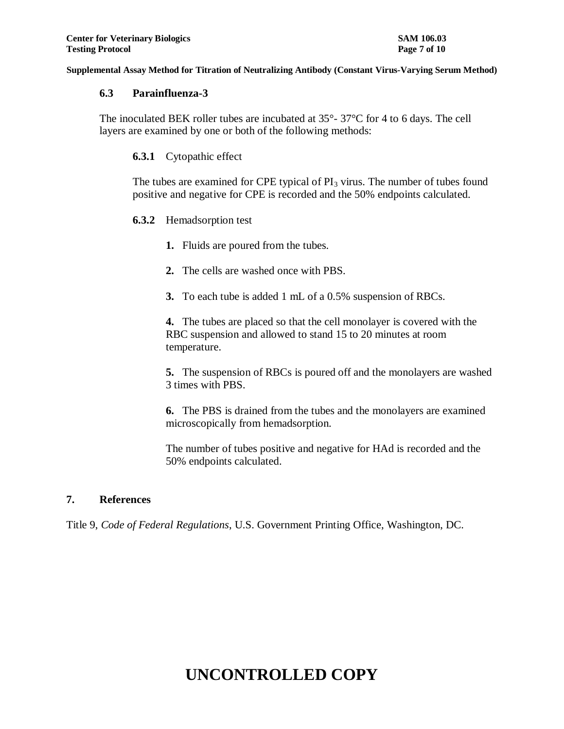### 6.3 Parainfluenza-3

The inoculated BEK roller tubes are incubated at 35°- 37°C for 4 to 6 days. The cell layers are examined by one or both of the following methods:

**6.3.1** Cytopathic effect

The tubes are examined for CPE typical of $PI_3$ virus. The number of tubes found positive and negative for CPE is recorded and the 50% endpoints calculated.

**6.3.2** Hemadsorption test

**1.** Fluids are poured from the tubes.

**2.** The cells are washed once with PBS.

**3.** To each tube is added 1 mL of a 0.5% suspension of RBCs.

**4.** The tubes are placed so that the cell monolayer is covered with the RBC suspension and allowed to stand 15 to 20 minutes at room temperature.

**5.** The suspension of RBCs is poured off and the monolayers are washed 3 times with PBS.

**6.** The PBS is drained from the tubes and the monolayers are examined microscopically from hemadsorption.

The number of tubes positive and negative for HAd is recorded and the 50% endpoints calculated.

## 7. References

Title 9, *Code of Federal Regulations*, U.S. Government Printing Office, Washington, DC.

**UNCONTROLLED COPY**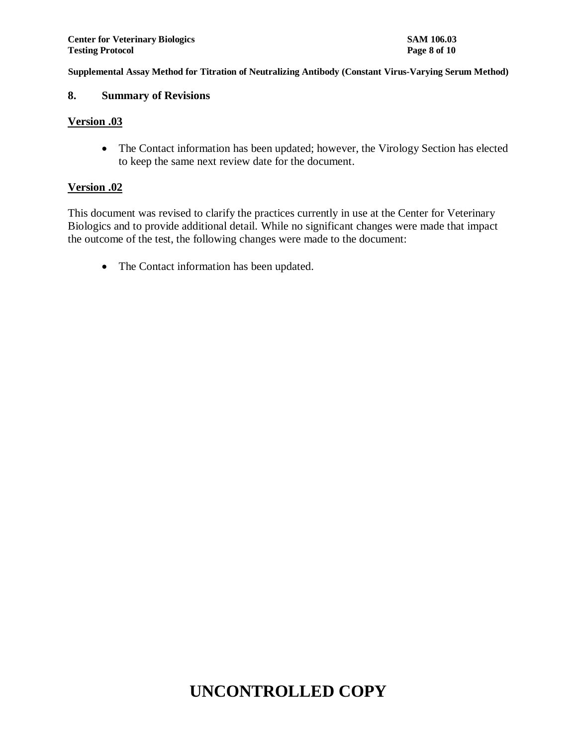## 8. Summary of Revisions

**Version .03**

- The Contact information has been updated; however, the Virology Section has elected to keep the same next review date for the document.

**Version .02**

This document was revised to clarify the practices currently in use at the Center for Veterinary Biologics and to provide additional detail. While no significant changes were made that impact the outcome of the test, the following changes were made to the document:

- The Contact information has been updated.

# UNCONTROLLED COPY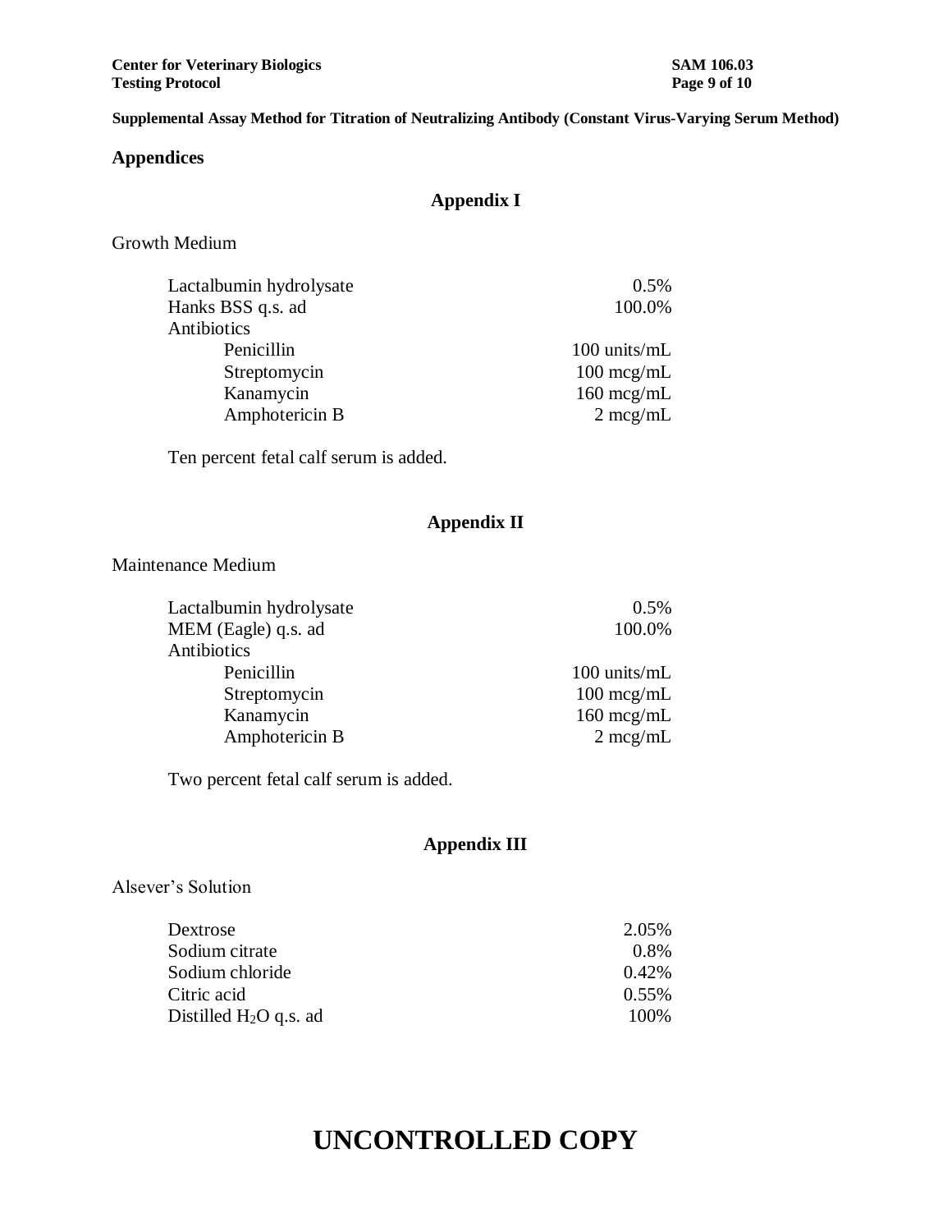**Supplemental Assay Method for Titration of Neutralizing Antibody (Constant Virus-Varying Serum Method)**

## Appendices

### Appendix I

Growth Medium

| | |
|---|---|
| Lactalbumin hydrolysate | 0.5% |
| Hanks BSS q.s. ad | 100.0% |
| Antibiotics | |
| Penicillin | 100 units/mL |
| Streptomycin | 100 mcg/mL |
| Kanamycin | 160 mcg/mL |
| Amphotericin B | 2 mcg/mL |

Ten percent fetal calf serum is added.

### Appendix II

Maintenance Medium

| | |
|---|---|
| Lactalbumin hydrolysate | 0.5% |
| MEM (Eagle) q.s. ad | 100.0% |
| Antibiotics | |
| Penicillin | 100 units/mL |
| Streptomycin | 100 mcg/mL |
| Kanamycin | 160 mcg/mL |
| Amphotericin B | 2 mcg/mL |

Two percent fetal calf serum is added.

### Appendix III

Alsever's Solution

| | |
|---|---|
| Dextrose | 2.05% |
| Sodium citrate | 0.8% |
| Sodium chloride | 0.42% |
| Citric acid | 0.55% |
| Distilled $H_2O$ q.s. ad | 100% |

# UNCONTROLLED COPY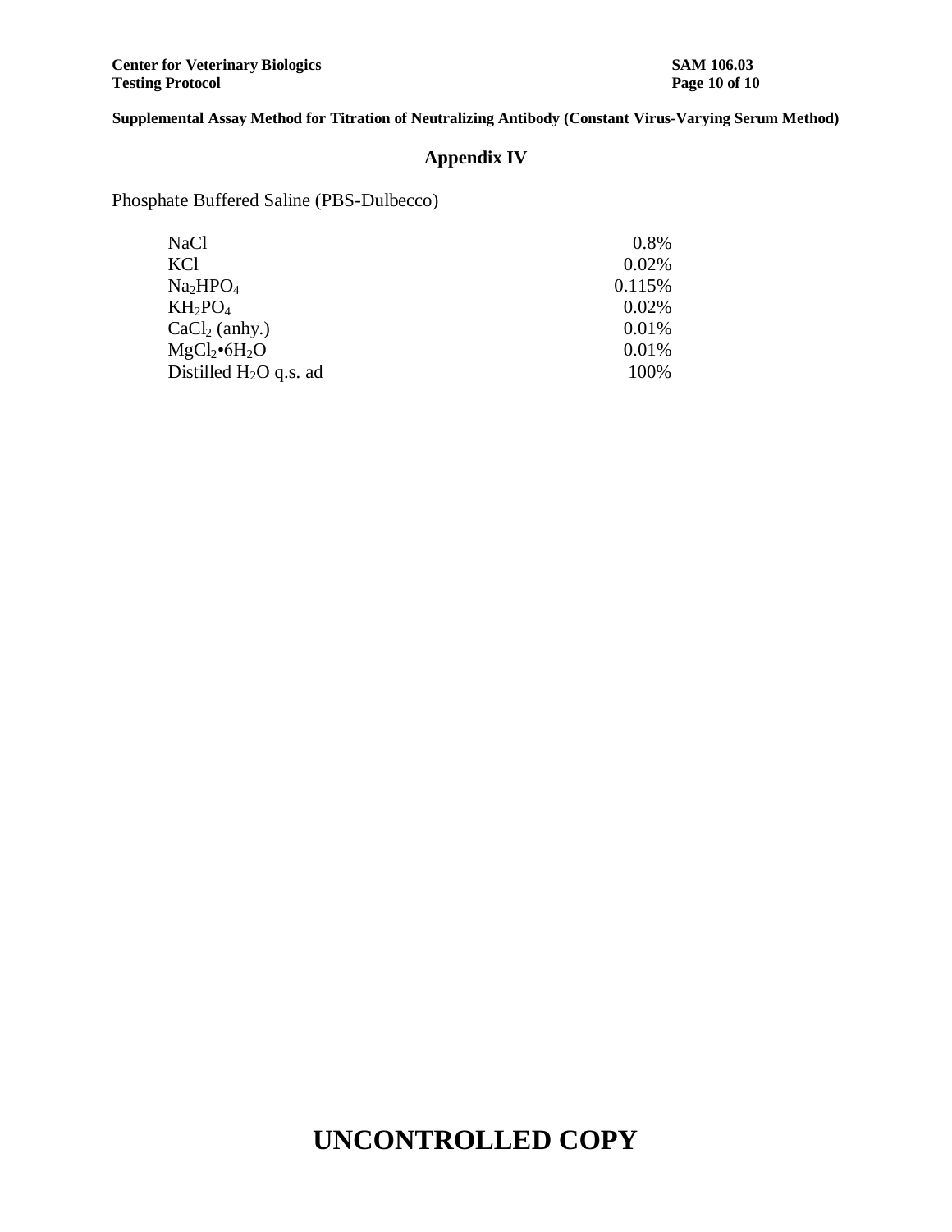## Appendix IV

Phosphate Buffered Saline (PBS-Dulbecco)

| | |
|---|---|
| NaCl | 0.8% |
| KCl | 0.02% |
| $Na_2HPO_4$ | 0.115% |
| $KH_2PO_4$ | 0.02% |
| $CaCl_2$ (anhy.) | 0.01% |
| $MgCl_2$•$6H_2O$ | 0.01% |
| Distilled $H_2O$ q.s. ad | 100% |

# UNCONTROLLED COPY